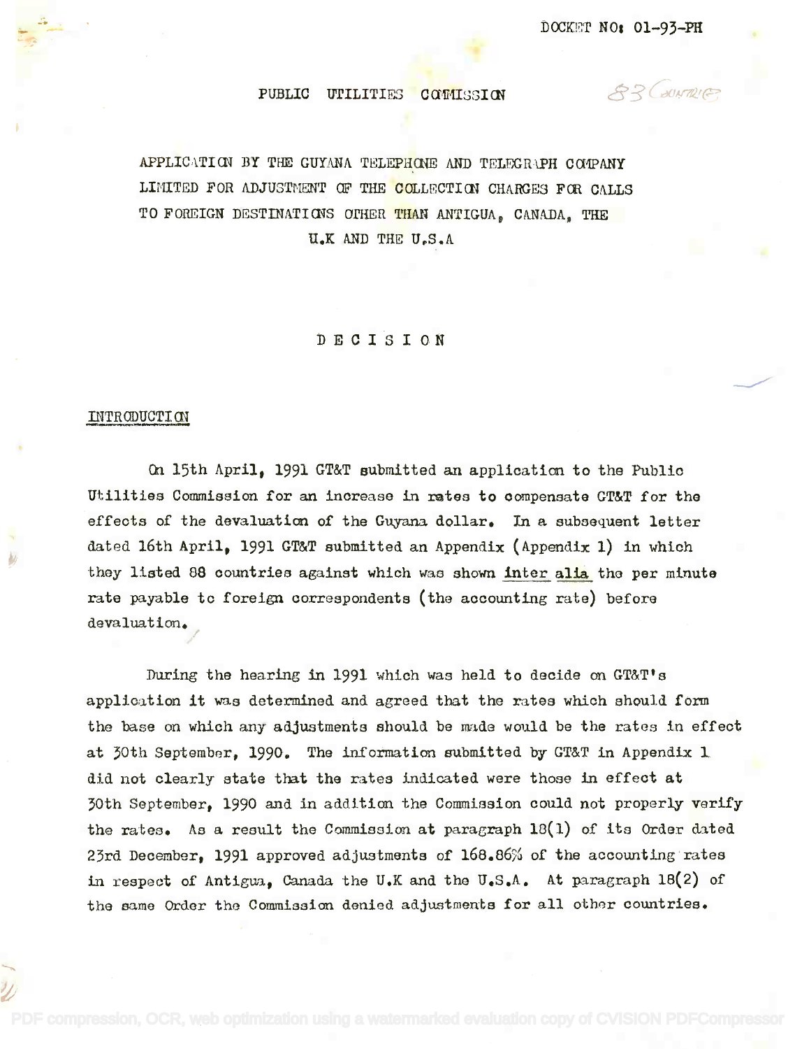DOCKET NO: 01-93-PH

83 Countries

PUBLIC UTILITIES COMMISSION

APPLICATION BY THE GUYANA TELEPHONE AND TELEGRAPH COMPANY LIMITED FOR ADJUSTMENT OF THE COLLECTION CHARGES FOR CALLS TO FOREIGN DESTINATIONS OTHER THAN ANTIGUA, CANADA, THE U.K AND THE U.S.A

# D E C I S I O N

## INTRODUCTION

On 15th April, 1991 GT&T submitted an application to the Public Utilities Commission for an increase in rates to compensate GT&T for the effects of the devaluation of the Guyana dollar. In a subsequent letter dated 16th April, 1991 GT&T submitted an Appendix (Appendix 1) in which they listed 88 countries against which was shown inter alia the per minute rate payable to foreign correspondents (the accounting rate) before devaluation.

During the hearing in 1991 which was held to decide on GT&T's application it was determined and agreed that the rates which should form the base on which any adjustments should be made would be the rates in effect at 30th September, 1990. The information submitted by GT&T in Appendix 1 did not clearly state that the rates indicated were those in effect at 30th September, 1990 and in addition the Commission could not properly verify the rates. As a result the Commission at paragraph 18(1) of its Order dated 23rd December, 1991 approved adjustments of 168.86% of the accounting rates in respect of Antigua, Canada the U.K and the U.S.A. At paragraph 18(2) of the same Order the Commission denied adjustments for all other countries.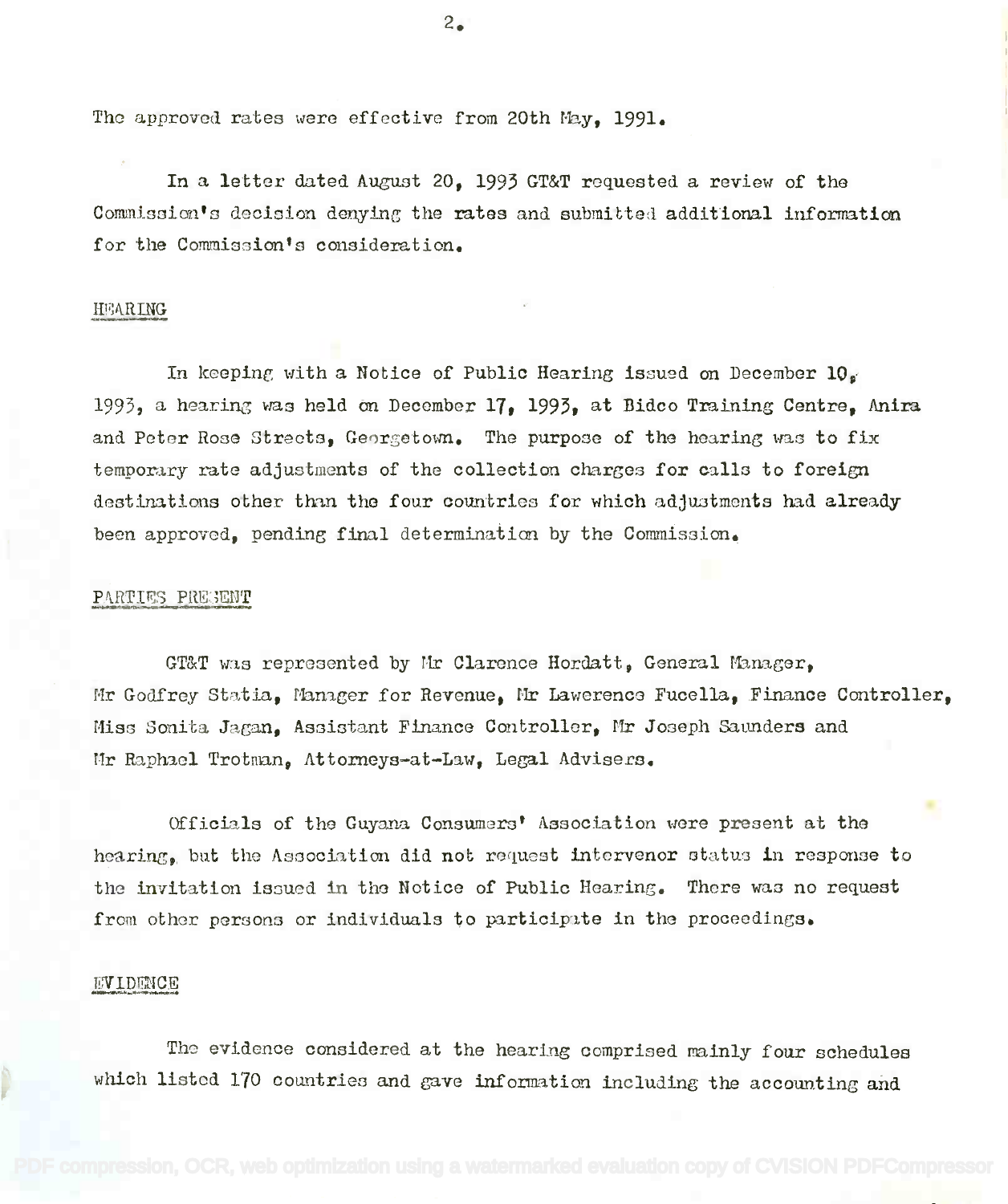The approved rates were effective from 20th May, 1991.

In a letter dated August 20, 1993 GT&T requested a review of the Commission's decision denying the rates and submitted additional information for the Commission's consideration.

## HEARING

In keeping with a Notice of Public Hearing issued on December 10, 1993, a hearing was held on December 17, 1993, at Bidco Training Centre, Anira and Peter Rose Streets, Georgetown. The purpose of the hearing was to fix temporary rate adjustments of the collection charges for calls to foreign destinations other than the four countries for which adjustments had already been approved, pending final determination by the Commission.

## PARTIES PRESENT

GT&T was represented by Mr Clarence Hordatt, General Manager, Mr Godfrey Statia, Manager for Revenue, Mr Lawerence Fucella, Finance Controller, Miss Sonita Jagan, Assistant Finance Controller, Mr Joseph Saunders and Mr Raphael Trotman, Attorneys-at-Law, Legal Advisers.

Officials of the Guyana Consumers' Association were present at the hearing, but the Association did not request intervenor status in response to the invitation issued in the Notice of Public Hearing. There was no request from other persons or individuals to participate in the proceedings.

## EVIDENCE

The evidence considered at the hearing comprised mainly four schedules which listed 170 countries and gave information including the accounting and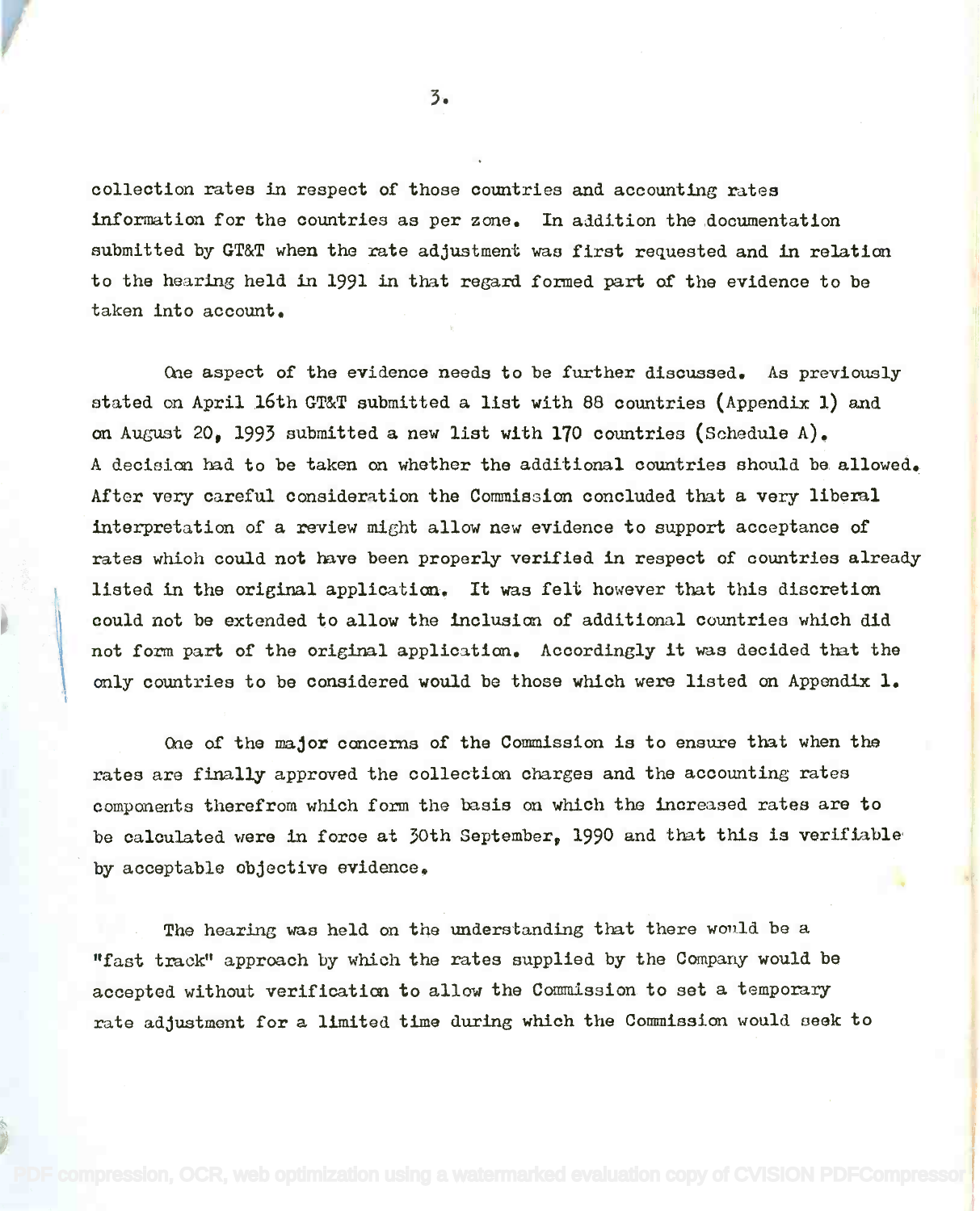collection rates in respect of those countries and accounting rates information for the countries as per zone. In addition the documentation submitted by GT&T when the rate adjustment was first requested and in relation to the hearing held in 1991 in that regard formed part of the evidence to be taken into account.

One aspect of the evidence needs to be further discussed. As previously stated on April 16th GT&T submitted a list with 88 countries (Appendix 1) and on August 20, 1993 submitted a new list with 170 countries (Schedule A). A decision had to be taken on whether the additional countries should be allowed. After very careful consideration the Commission concluded that a very liberal interpretation of a review might allow new evidence to support acceptance of rates which could not have been properly verified in respect of countries already listed in the original application. It was felt however that this discretion could not be extended to allow the inclusion of additional countries which did not form part of the original application. Accordingly it was decided that the only countries to be considered would be those which were listed on Appendix 1.

One of the major concerns of the Commission is to ensure that when the rates are finally approved the collection charges and the accounting rates components therefrom which form the basis on which the increased rates are to be calculated were in force at 30th September, 1990 and that this is verifiable by acceptable objective evidence.

The hearing was held on the understanding that there would be a "fast track" approach by which the rates supplied by the Company would be accepted without verification to allow the Commission to set a temporary rate adjustment for a limited time during which the Commission would seek to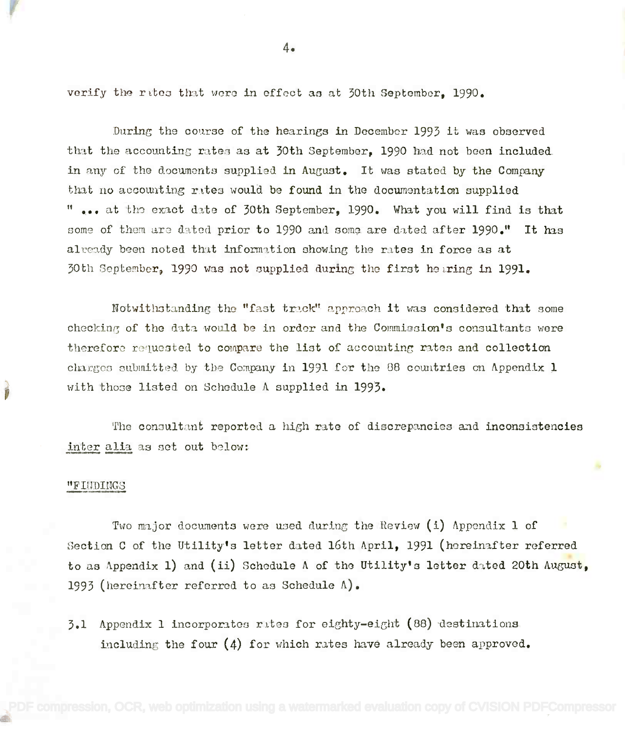verify the rates that were in effect as at 30th September, 1990.

During the course of the hearings in December 1993 it was observed that the accounting rates as at 30th September, 1990 had not been included in any of the documents supplied in August. It was stated by the Company that no accounting rates would be found in the documentation supplied " ... at the exact date of 30th September, 1990. What you will find is that some of them are dated prior to 1990 and some are dated after 1990." It has already been noted that information showing the rates in force as at 30th September, 1990 was not supplied during the first hearing in 1991.

Notwithstanding the "fast track" approach it was considered that some checking of the data would be in order and the Commission's consultants were therefore requested to compare the list of accounting rates and collection charges submitted by the Company in 1991 for the 88 countries on Appendix 1 with those listed on Schedule A supplied in 1993.

The consultant reported a high rate of discrepancies and inconsistencies <u>inter alia</u> as set out below:

"<u>FINDINGS</u>

Two major documents were used during the Review (i) Appendix 1 of Section C of the Utility's letter dated 16th April, 1991 (hereinafter referred to as Appendix 1) and (ii) Schedule A of the Utility's letter dated 20th August, 1993 (hereinafter referred to as Schedule A).

3.1 Appendix 1 incorporates rates for eighty-eight (88) destinations including the four (4) for which rates have already been approved.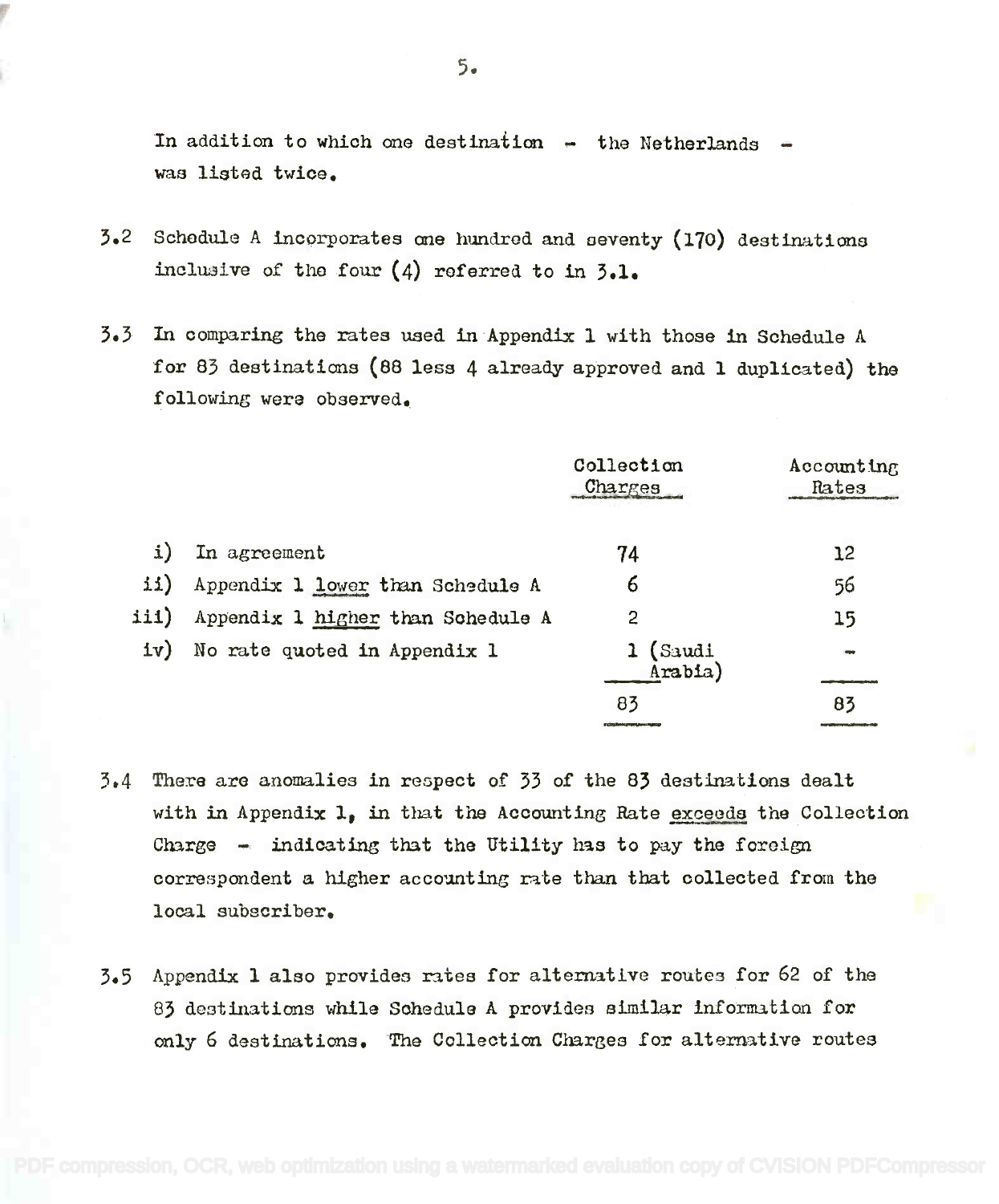In addition to which one destination - the Netherlands - was listed twice.

3.2 Schedule A incorporates one hundred and seventy (170) destinations inclusive of the four (4) referred to in 3.1.

3.3 In comparing the rates used in Appendix 1 with those in Schedule A for 83 destinations (88 less 4 already approved and 1 duplicated) the following were observed.

| | | Collection Charges | Accounting Rates |
|---|---|---|---|
| i) | In agreement | 74 | 12 |
| ii) | Appendix 1 lower than Schedule A | 6 | 56 |
| iii) | Appendix 1 higher than Schedule A | 2 | 15 |
| iv) | No rate quoted in Appendix 1 | 1 (Saudi Arabia) | - |
| | | 83 | 83 |

3.4 There are anomalies in respect of 33 of the 83 destinations dealt with in Appendix 1, in that the Accounting Rate exceeds the Collection Charge - indicating that the Utility has to pay the foreign correspondent a higher accounting rate than that collected from the local subscriber.

3.5 Appendix 1 also provides rates for alternative routes for 62 of the 83 destinations while Schedule A provides similar information for only 6 destinations. The Collection Charges for alternative routes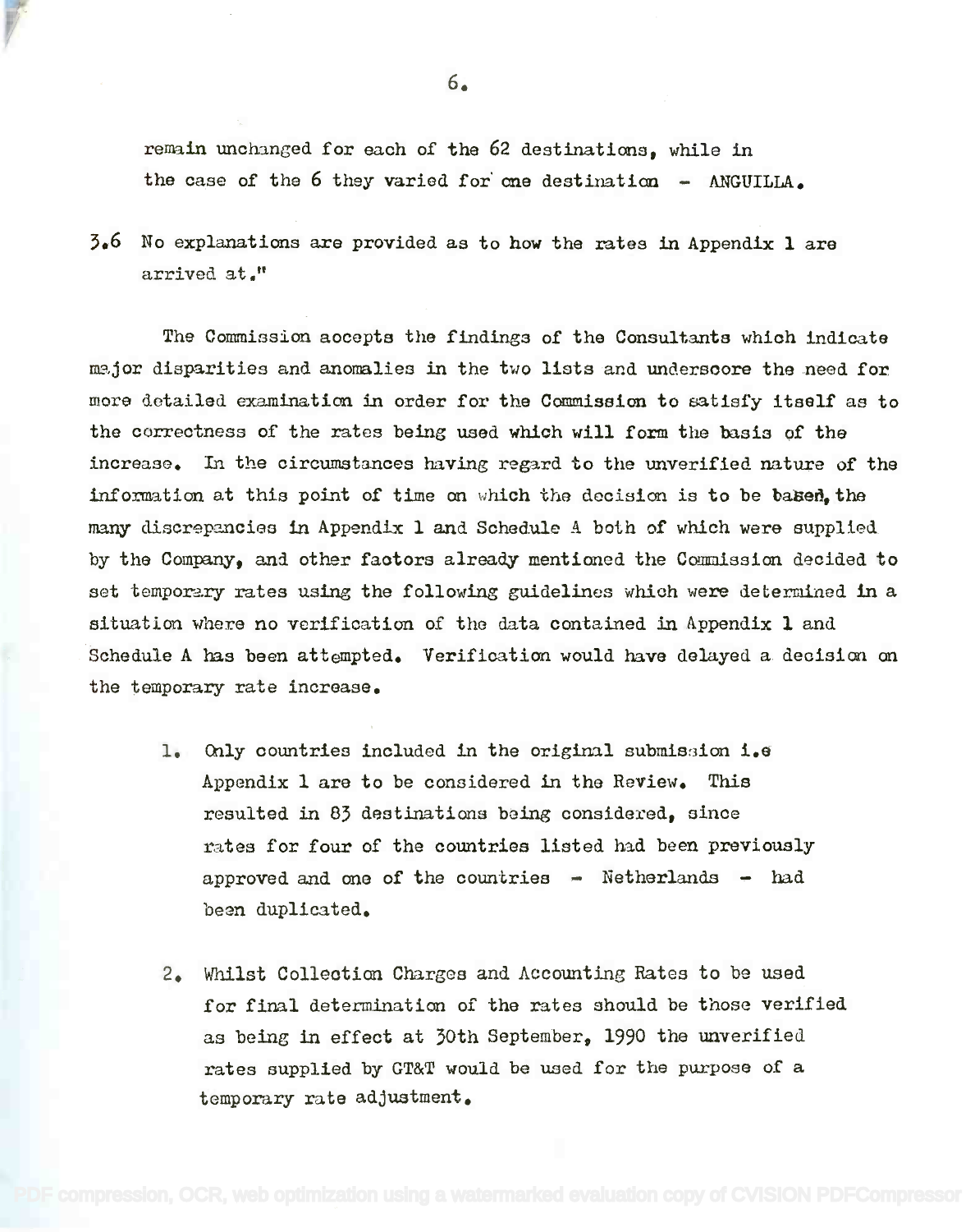remain unchanged for each of the 62 destinations, while in the case of the 6 they varied for one destination - ANGUILLA.

3.6 No explanations are provided as to how the rates in Appendix 1 are arrived at."

The Commission accepts the findings of the Consultants which indicate major disparities and anomalies in the two lists and underscore the need for more detailed examination in order for the Commission to satisfy itself as to the correctness of the rates being used which will form the basis of the increase. In the circumstances having regard to the unverified nature of the information at this point of time on which the decision is to be based, the many discrepancies in Appendix 1 and Schedule A both of which were supplied by the Company, and other factors already mentioned the Commission decided to set temporary rates using the following guidelines which were determined in a situation where no verification of the data contained in Appendix 1 and Schedule A has been attempted. Verification would have delayed a decision on the temporary rate increase.

1. Only countries included in the original submission i.e Appendix 1 are to be considered in the Review. This resulted in 83 destinations being considered, since rates for four of the countries listed had been previously approved and one of the countries - Netherlands - had been duplicated.

2. Whilst Collection Charges and Accounting Rates to be used for final determination of the rates should be those verified as being in effect at 30th September, 1990 the unverified rates supplied by GT&T would be used for the purpose of a temporary rate adjustment.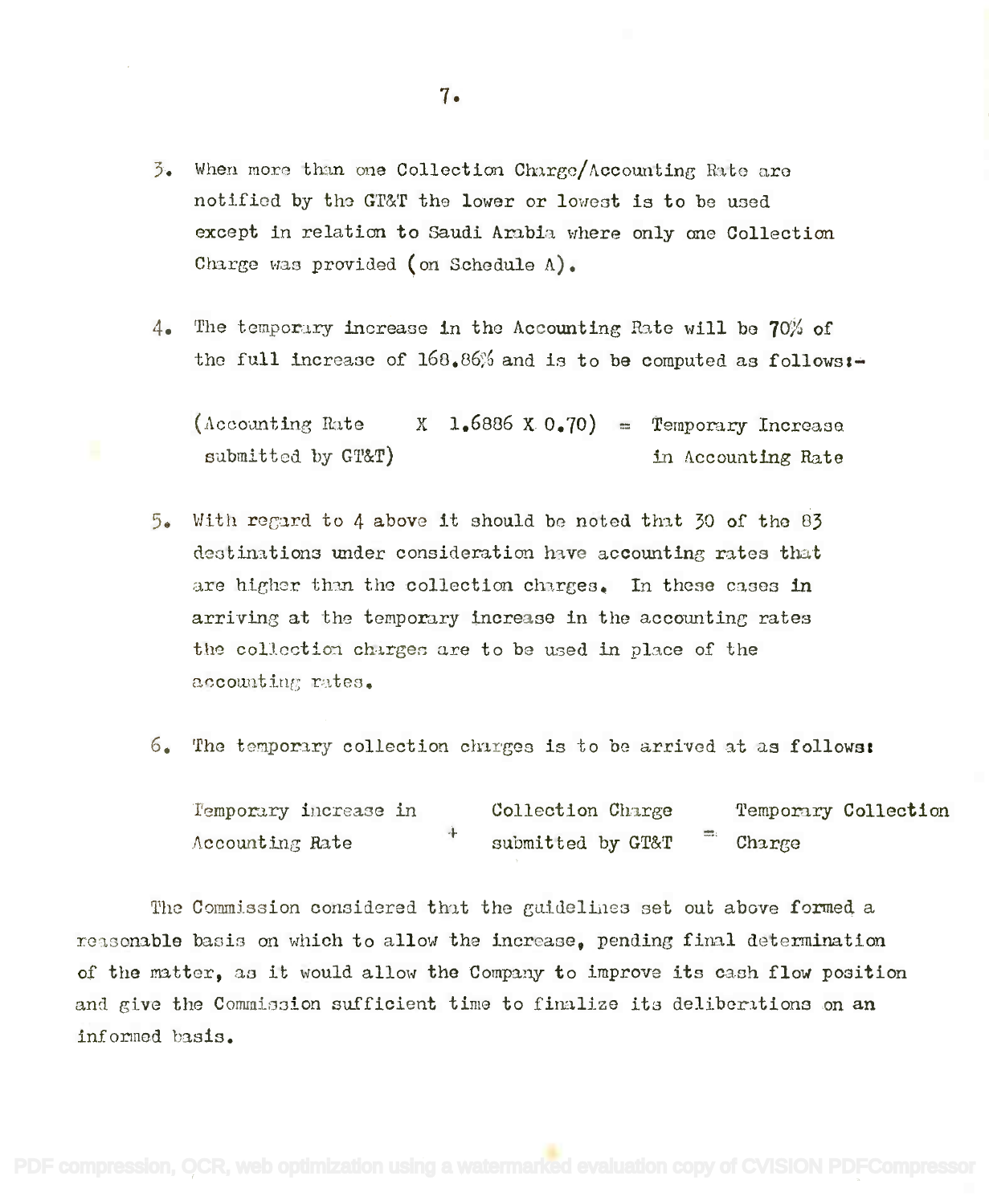3. When more than one Collection Charge/Accounting Rate are notified by the GT&T the lower or lowest is to be used except in relation to Saudi Arabia where only one Collection Charge was provided (on Schedule A).

4. The temporary increase in the Accounting Rate will be 70% of the full increase of 168.86% and is to be computed as follows:-

   (Accounting Rate submitted by GT&T X 1.6886 X 0.70) = Temporary Increase in Accounting Rate

5. With regard to 4 above it should be noted that 30 of the 83 destinations under consideration have accounting rates that are higher than the collection charges. In these cases in arriving at the temporary increase in the accounting rates the collection charges are to be used in place of the accounting rates.

6. The temporary collection charges is to be arrived at as follows:

   Temporary increase in Accounting Rate + Collection Charge submitted by GT&T = Temporary Collection Charge

The Commission considered that the guidelines set out above formed a reasonable basis on which to allow the increase, pending final determination of the matter, as it would allow the Company to improve its cash flow position and give the Commission sufficient time to finalize its deliberations on an informed basis.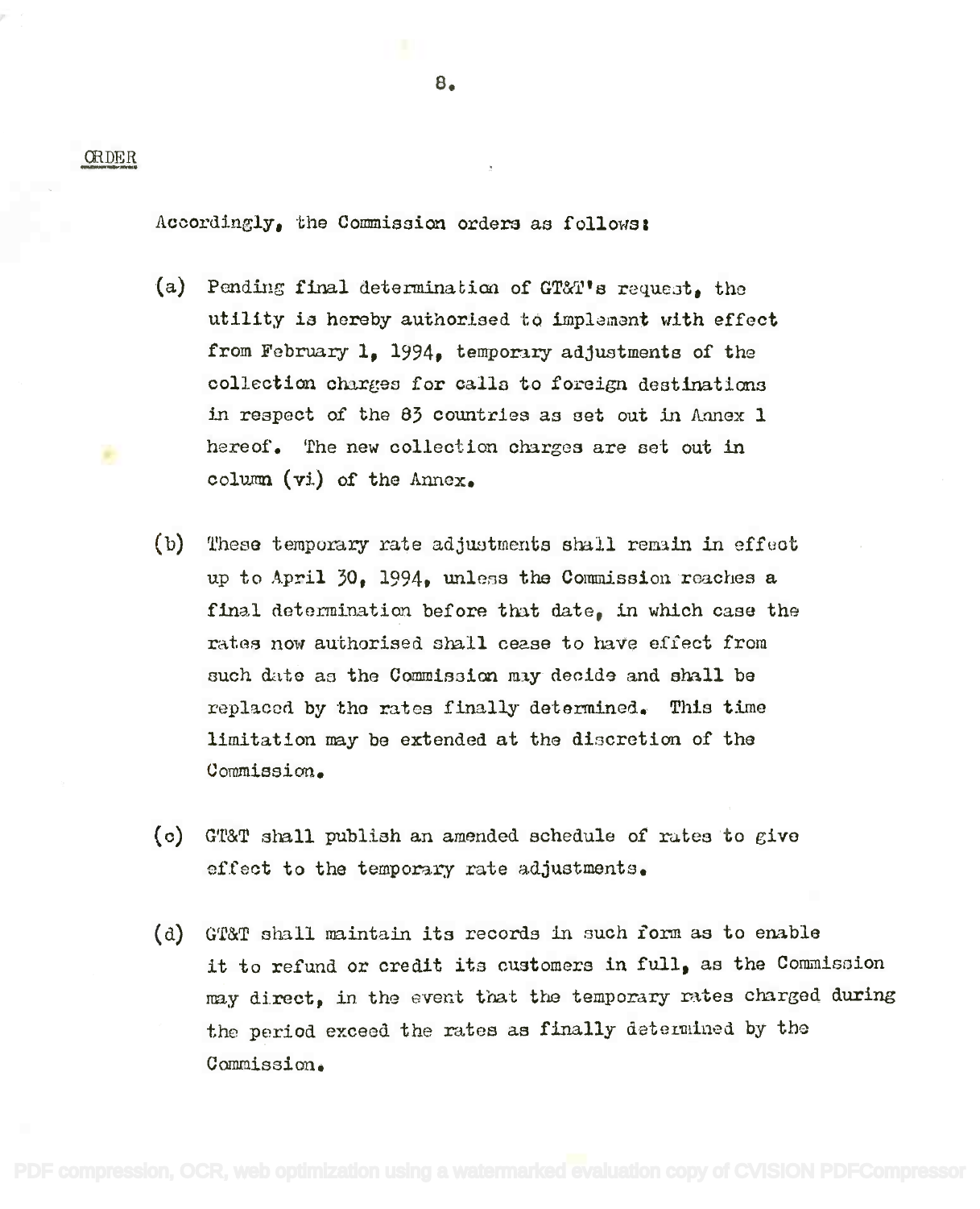## ORDER

Accordingly, the Commission orders as follows:

(a) Pending final determination of GT&T's request, the utility is hereby authorised to implement with effect from February 1, 1994, temporary adjustments of the collection charges for calls to foreign destinations in respect of the 83 countries as set out in Annex 1 hereof. The new collection charges are set out in column (vi) of the Annex.

(b) These temporary rate adjustments shall remain in effect up to April 30, 1994, unless the Commission reaches a final determination before that date, in which case the rates now authorised shall cease to have effect from such date as the Commission may decide and shall be replaced by the rates finally determined. This time limitation may be extended at the discretion of the Commission.

(c) GT&T shall publish an amended schedule of rates to give effect to the temporary rate adjustments.

(d) GT&T shall maintain its records in such form as to enable it to refund or credit its customers in full, as the Commission may direct, in the event that the temporary rates charged during the period exceed the rates as finally determined by the Commission.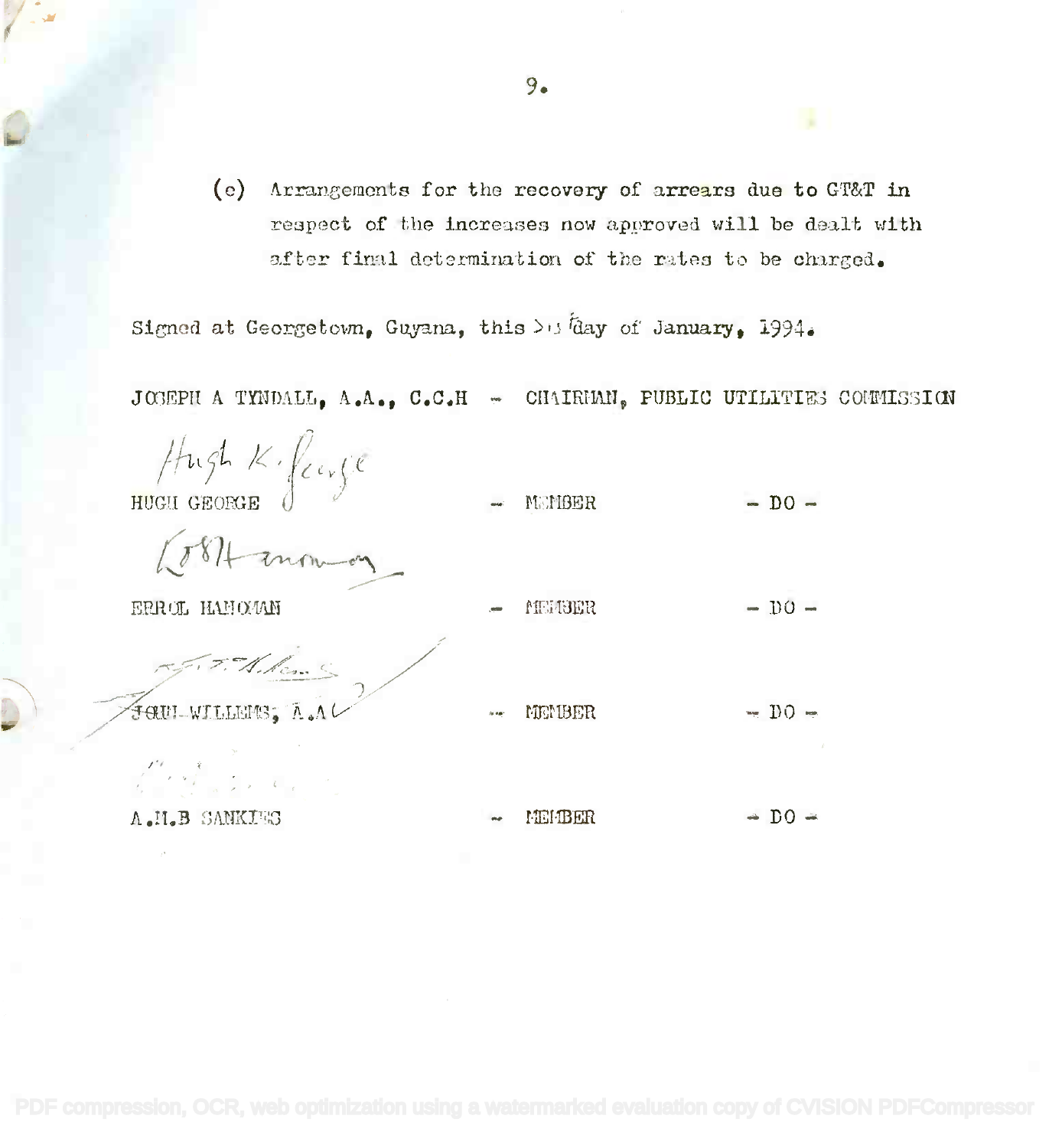(c) Arrangements for the recovery of arrears due to GT&T in respect of the increases now approved will be dealt with after final determination of the rates to be charged.

Signed at Georgetown, Guyana, this 24th day of January, 1994.

| | | |
|---|---|---|
| JOSEPH A TYNDALL, A.A., C.C.H | - CHAIRMAN, PUBLIC UTILITIES COMMISSION | |
| HUGH GEORGE | - MEMBER | - DO - |
| ERROL HANOMAN | - MEMBER | - DO - |
| JOHN WILLEMS, A.A | - MEMBER | - DO - |
| A.H.B SANKIES | - MEMBER | - DO - |

PDF compression, OCR, web optimization using a watermarked evaluation copy of CVISION PDFCompressor